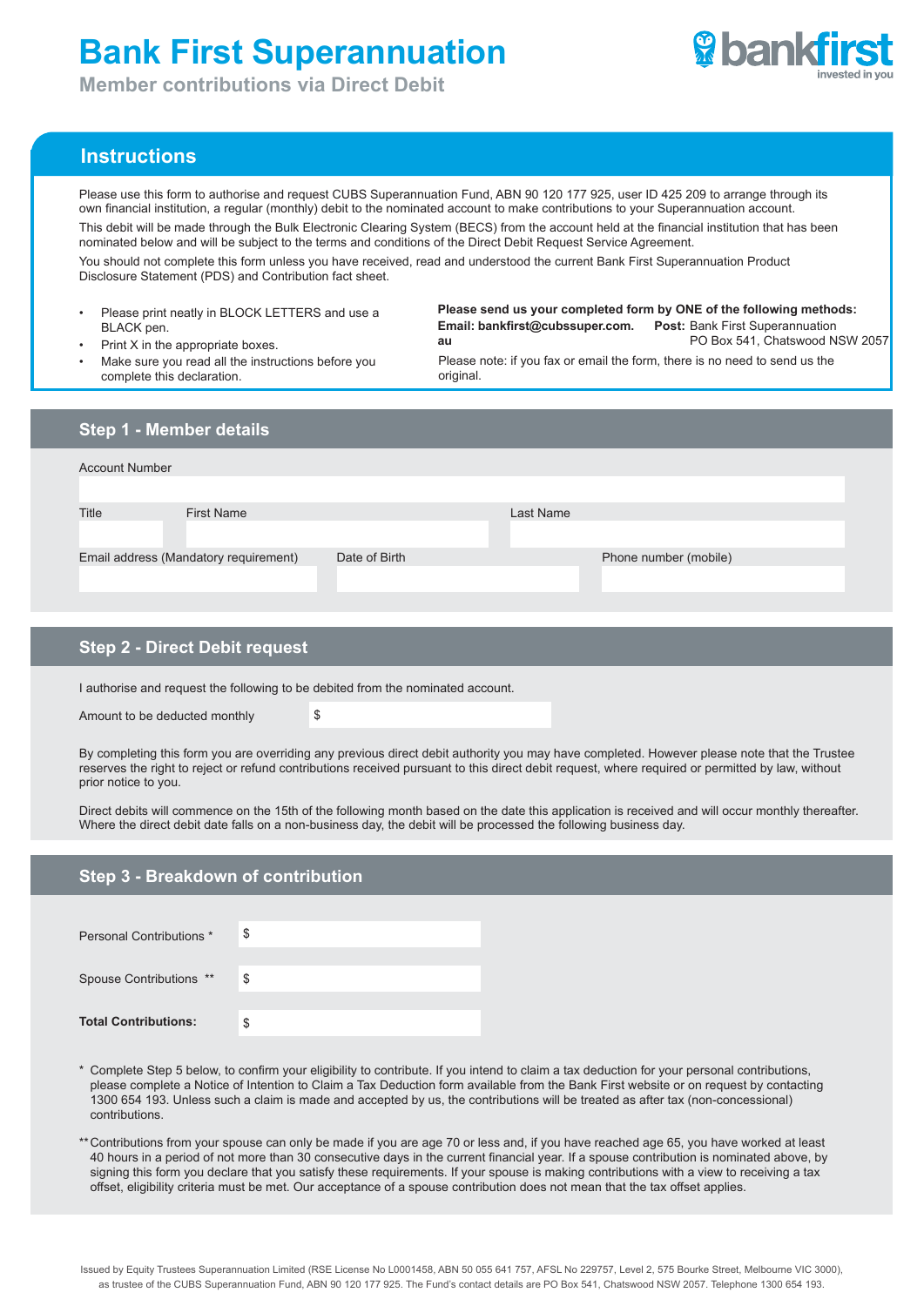# Bank First Superannuation

**Member contributions via Direct Debit**

## Instructions

Please use this form to authorise and request CUBS Superannuation Fund, ABN 90 120 177 925, user ID 425 209 to arrange through its own financial institution, a regular (monthly) debit to the nominated account to make contributions to your Superannuation account.

This debit will be made through the Bulk Electronic Clearing System (BECS) from the account held at the financial institution that has been nominated below and will be subject to the terms and conditions of the Direct Debit Request Service Agreement.

You should not complete this form unless you have received, read and understood the current Bank First Superannuation Product Disclosure Statement (PDS) and Contribution fact sheet.

- Please print neatly in BLOCK LETTERS and use a BLACK pen.
- Print X in the appropriate boxes.
- Make sure you read all the instructions before you complete this declaration.

**Please send us your completed form by ONE of the following methods:**

**Email: bankfirst@cubssuper.com.au**

**Post:** Bank First Superannuation
PO Box 541, Chatswood NSW 2057

Please note: if you fax or email the form, there is no need to send us the original.

## Step 1 - Member details

Account Number

Title | First Name | Last Name

Email address (Mandatory requirement) | Date of Birth | Phone number (mobile)

## Step 2 - Direct Debit request

I authorise and request the following to be debited from the nominated account.

Amount to be deducted monthly $

By completing this form you are overriding any previous direct debit authority you may have completed. However please note that the Trustee reserves the right to reject or refund contributions received pursuant to this direct debit request, where required or permitted by law, without prior notice to you.

Direct debits will commence on the 15th of the following month based on the date this application is received and will occur monthly thereafter. Where the direct debit date falls on a non-business day, the debit will be processed the following business day.

## Step 3 - Breakdown of contribution

Personal Contributions * $

Spouse Contributions ** $

**Total Contributions:** $

\* Complete Step 5 below, to confirm your eligibility to contribute. If you intend to claim a tax deduction for your personal contributions, please complete a Notice of Intention to Claim a Tax Deduction form available from the Bank First website or on request by contacting 1300 654 193. Unless such a claim is made and accepted by us, the contributions will be treated as after tax (non-concessional) contributions.

** Contributions from your spouse can only be made if you are age 70 or less and, if you have reached age 65, you have worked at least 40 hours in a period of not more than 30 consecutive days in the current financial year. If a spouse contribution is nominated above, by signing this form you declare that you satisfy these requirements. If your spouse is making contributions with a view to receiving a tax offset, eligibility criteria must be met. Our acceptance of a spouse contribution does not mean that the tax offset applies.

Issued by Equity Trustees Superannuation Limited (RSE License No L0001458, ABN 50 055 641 757, AFSL No 229757, Level 2, 575 Bourke Street, Melbourne VIC 3000), as trustee of the CUBS Superannuation Fund, ABN 90 120 177 925. The Fund's contact details are PO Box 541, Chatswood NSW 2057. Telephone 1300 654 193.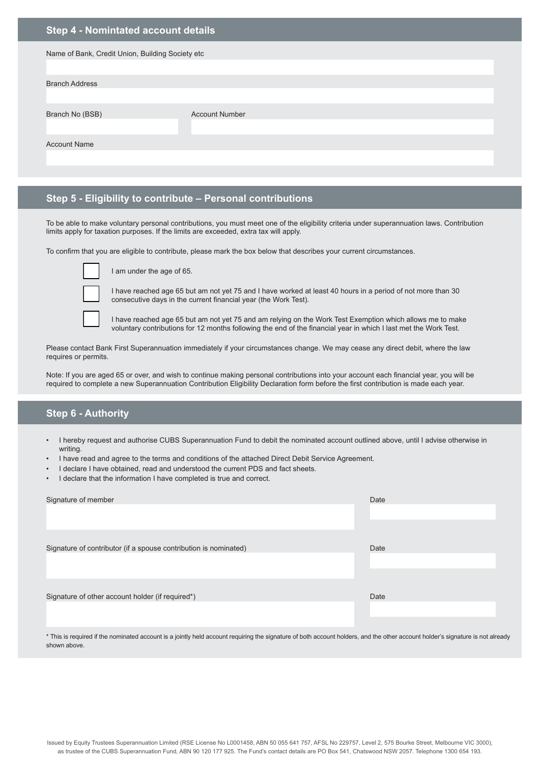## Step 4 - Nomintated account details

Name of Bank, Credit Union, Building Society etc

Branch Address

Branch No (BSB)

Account Number

Account Name

## Step 5 - Eligibility to contribute – Personal contributions

To be able to make voluntary personal contributions, you must meet one of the eligibility criteria under superannuation laws. Contribution limits apply for taxation purposes. If the limits are exceeded, extra tax will apply.

To confirm that you are eligible to contribute, please mark the box below that describes your current circumstances.

- ☐ I am under the age of 65.
- ☐ I have reached age 65 but am not yet 75 and I have worked at least 40 hours in a period of not more than 30 consecutive days in the current financial year (the Work Test).
- ☐ I have reached age 65 but am not yet 75 and am relying on the Work Test Exemption which allows me to make voluntary contributions for 12 months following the end of the financial year in which I last met the Work Test.

Please contact Bank First Superannuation immediately if your circumstances change. We may cease any direct debit, where the law requires or permits.

Note: If you are aged 65 or over, and wish to continue making personal contributions into your account each financial year, you will be required to complete a new Superannuation Contribution Eligibility Declaration form before the first contribution is made each year.

## Step 6 - Authority

- I hereby request and authorise CUBS Superannuation Fund to debit the nominated account outlined above, until I advise otherwise in writing.
- I have read and agree to the terms and conditions of the attached Direct Debit Service Agreement.
- I declare I have obtained, read and understood the current PDS and fact sheets.
- I declare that the information I have completed is true and correct.

Signature of member

Date

Signature of contributor (if a spouse contribution is nominated)

Date

Signature of other account holder (if required*)

Date

* This is required if the nominated account is a jointly held account requiring the signature of both account holders, and the other account holder's signature is not already shown above.

Issued by Equity Trustees Superannuation Limited (RSE License No L0001458, ABN 50 055 641 757, AFSL No 229757, Level 2, 575 Bourke Street, Melbourne VIC 3000), as trustee of the CUBS Superannuation Fund, ABN 90 120 177 925. The Fund's contact details are PO Box 541, Chatswood NSW 2057. Telephone 1300 654 193.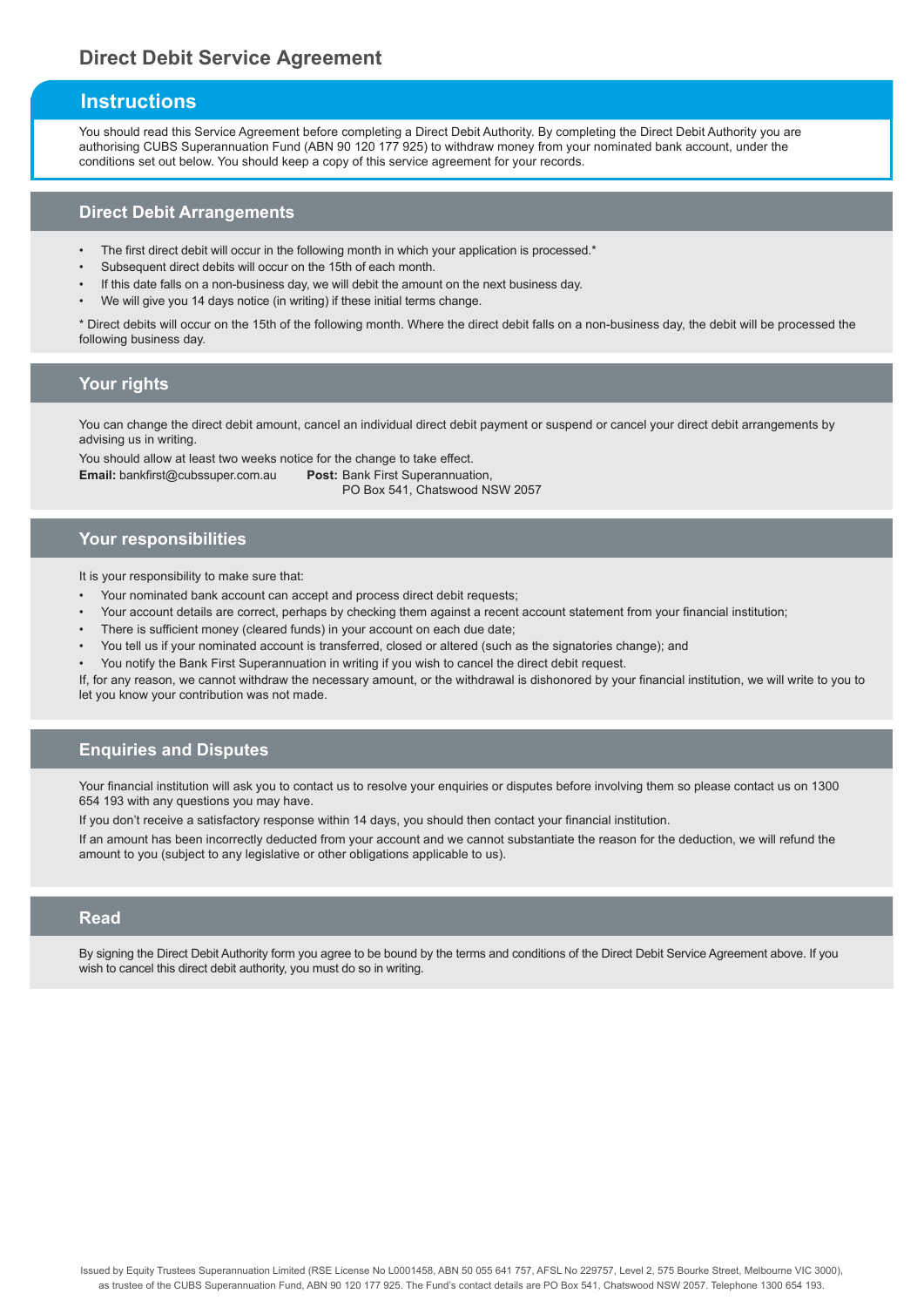# Direct Debit Service Agreement

## Instructions

You should read this Service Agreement before completing a Direct Debit Authority. By completing the Direct Debit Authority you are authorising CUBS Superannuation Fund (ABN 90 120 177 925) to withdraw money from your nominated bank account, under the conditions set out below. You should keep a copy of this service agreement for your records.

## Direct Debit Arrangements

- The first direct debit will occur in the following month in which your application is processed.*
- Subsequent direct debits will occur on the 15th of each month.
- If this date falls on a non-business day, we will debit the amount on the next business day.
- We will give you 14 days notice (in writing) if these initial terms change.

* Direct debits will occur on the 15th of the following month. Where the direct debit falls on a non-business day, the debit will be processed the following business day.

## Your rights

You can change the direct debit amount, cancel an individual direct debit payment or suspend or cancel your direct debit arrangements by advising us in writing.

You should allow at least two weeks notice for the change to take effect.

**Email:** bankfirst@cubssuper.com.au

**Post:** Bank First Superannuation, PO Box 541, Chatswood NSW 2057

## Your responsibilities

It is your responsibility to make sure that:

- Your nominated bank account can accept and process direct debit requests;
- Your account details are correct, perhaps by checking them against a recent account statement from your financial institution;
- There is sufficient money (cleared funds) in your account on each due date;
- You tell us if your nominated account is transferred, closed or altered (such as the signatories change); and
- You notify the Bank First Superannuation in writing if you wish to cancel the direct debit request.

If, for any reason, we cannot withdraw the necessary amount, or the withdrawal is dishonored by your financial institution, we will write to you to let you know your contribution was not made.

## Enquiries and Disputes

Your financial institution will ask you to contact us to resolve your enquiries or disputes before involving them so please contact us on 1300 654 193 with any questions you may have.

If you don't receive a satisfactory response within 14 days, you should then contact your financial institution.

If an amount has been incorrectly deducted from your account and we cannot substantiate the reason for the deduction, we will refund the amount to you (subject to any legislative or other obligations applicable to us).

## Read

By signing the Direct Debit Authority form you agree to be bound by the terms and conditions of the Direct Debit Service Agreement above. If you wish to cancel this direct debit authority, you must do so in writing.

Issued by Equity Trustees Superannuation Limited (RSE License No L0001458, ABN 50 055 641 757, AFSL No 229757, Level 2, 575 Bourke Street, Melbourne VIC 3000), as trustee of the CUBS Superannuation Fund, ABN 90 120 177 925. The Fund's contact details are PO Box 541, Chatswood NSW 2057. Telephone 1300 654 193.